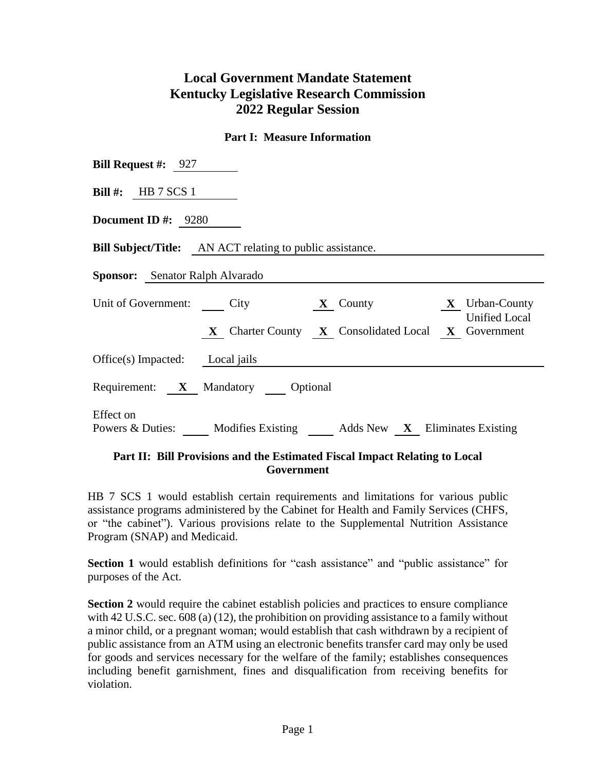# Local Government Mandate Statement
# Kentucky Legislative Research Commission
# 2022 Regular Session

### Part I: Measure Information

**Bill Request #:** 927

**Bill #:** HB 7 SCS 1

**Document ID #:** 9280

**Bill Subject/Title:** AN ACT relating to public assistance.

**Sponsor:** Senator Ralph Alvarado

Unit of Government: ___ City **X** County **X** Urban-County **X** Charter County **X** Consolidated Local **X** Unified Local Government

Office(s) Impacted: Local jails

Requirement: **X** Mandatory ___ Optional

Effect on Powers & Duties: ___ Modifies Existing ___ Adds New **X** Eliminates Existing

### Part II: Bill Provisions and the Estimated Fiscal Impact Relating to Local Government

HB 7 SCS 1 would establish certain requirements and limitations for various public assistance programs administered by the Cabinet for Health and Family Services (CHFS, or "the cabinet"). Various provisions relate to the Supplemental Nutrition Assistance Program (SNAP) and Medicaid.

**Section 1** would establish definitions for "cash assistance" and "public assistance" for purposes of the Act.

**Section 2** would require the cabinet establish policies and practices to ensure compliance with 42 U.S.C. sec. 608 (a) (12), the prohibition on providing assistance to a family without a minor child, or a pregnant woman; would establish that cash withdrawn by a recipient of public assistance from an ATM using an electronic benefits transfer card may only be used for goods and services necessary for the welfare of the family; establishes consequences including benefit garnishment, fines and disqualification from receiving benefits for violation.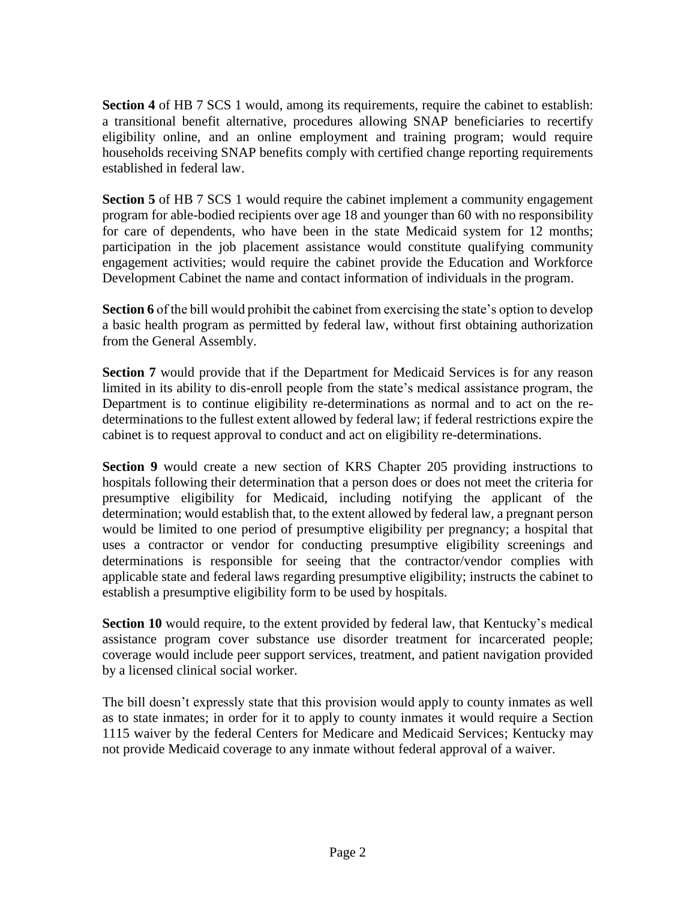**Section 4** of HB 7 SCS 1 would, among its requirements, require the cabinet to establish: a transitional benefit alternative, procedures allowing SNAP beneficiaries to recertify eligibility online, and an online employment and training program; would require households receiving SNAP benefits comply with certified change reporting requirements established in federal law.

**Section 5** of HB 7 SCS 1 would require the cabinet implement a community engagement program for able-bodied recipients over age 18 and younger than 60 with no responsibility for care of dependents, who have been in the state Medicaid system for 12 months; participation in the job placement assistance would constitute qualifying community engagement activities; would require the cabinet provide the Education and Workforce Development Cabinet the name and contact information of individuals in the program.

**Section 6** of the bill would prohibit the cabinet from exercising the state's option to develop a basic health program as permitted by federal law, without first obtaining authorization from the General Assembly.

**Section 7** would provide that if the Department for Medicaid Services is for any reason limited in its ability to dis-enroll people from the state's medical assistance program, the Department is to continue eligibility re-determinations as normal and to act on the re-determinations to the fullest extent allowed by federal law; if federal restrictions expire the cabinet is to request approval to conduct and act on eligibility re-determinations.

**Section 9** would create a new section of KRS Chapter 205 providing instructions to hospitals following their determination that a person does or does not meet the criteria for presumptive eligibility for Medicaid, including notifying the applicant of the determination; would establish that, to the extent allowed by federal law, a pregnant person would be limited to one period of presumptive eligibility per pregnancy; a hospital that uses a contractor or vendor for conducting presumptive eligibility screenings and determinations is responsible for seeing that the contractor/vendor complies with applicable state and federal laws regarding presumptive eligibility; instructs the cabinet to establish a presumptive eligibility form to be used by hospitals.

**Section 10** would require, to the extent provided by federal law, that Kentucky's medical assistance program cover substance use disorder treatment for incarcerated people; coverage would include peer support services, treatment, and patient navigation provided by a licensed clinical social worker.

The bill doesn't expressly state that this provision would apply to county inmates as well as to state inmates; in order for it to apply to county inmates it would require a Section 1115 waiver by the federal Centers for Medicare and Medicaid Services; Kentucky may not provide Medicaid coverage to any inmate without federal approval of a waiver.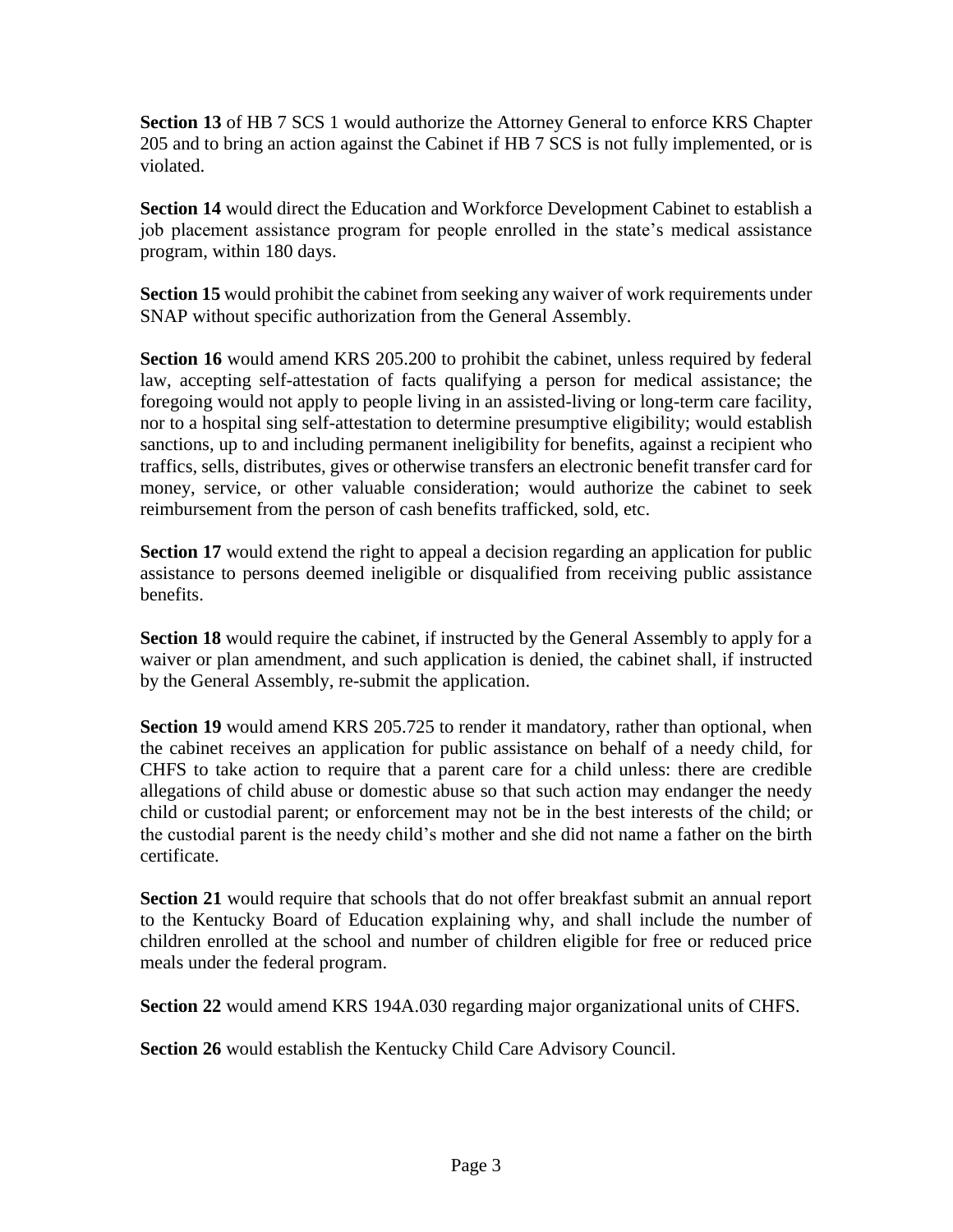**Section 13** of HB 7 SCS 1 would authorize the Attorney General to enforce KRS Chapter 205 and to bring an action against the Cabinet if HB 7 SCS is not fully implemented, or is violated.

**Section 14** would direct the Education and Workforce Development Cabinet to establish a job placement assistance program for people enrolled in the state's medical assistance program, within 180 days.

**Section 15** would prohibit the cabinet from seeking any waiver of work requirements under SNAP without specific authorization from the General Assembly.

**Section 16** would amend KRS 205.200 to prohibit the cabinet, unless required by federal law, accepting self-attestation of facts qualifying a person for medical assistance; the foregoing would not apply to people living in an assisted-living or long-term care facility, nor to a hospital sing self-attestation to determine presumptive eligibility; would establish sanctions, up to and including permanent ineligibility for benefits, against a recipient who traffics, sells, distributes, gives or otherwise transfers an electronic benefit transfer card for money, service, or other valuable consideration; would authorize the cabinet to seek reimbursement from the person of cash benefits trafficked, sold, etc.

**Section 17** would extend the right to appeal a decision regarding an application for public assistance to persons deemed ineligible or disqualified from receiving public assistance benefits.

**Section 18** would require the cabinet, if instructed by the General Assembly to apply for a waiver or plan amendment, and such application is denied, the cabinet shall, if instructed by the General Assembly, re-submit the application.

**Section 19** would amend KRS 205.725 to render it mandatory, rather than optional, when the cabinet receives an application for public assistance on behalf of a needy child, for CHFS to take action to require that a parent care for a child unless: there are credible allegations of child abuse or domestic abuse so that such action may endanger the needy child or custodial parent; or enforcement may not be in the best interests of the child; or the custodial parent is the needy child's mother and she did not name a father on the birth certificate.

**Section 21** would require that schools that do not offer breakfast submit an annual report to the Kentucky Board of Education explaining why, and shall include the number of children enrolled at the school and number of children eligible for free or reduced price meals under the federal program.

**Section 22** would amend KRS 194A.030 regarding major organizational units of CHFS.

**Section 26** would establish the Kentucky Child Care Advisory Council.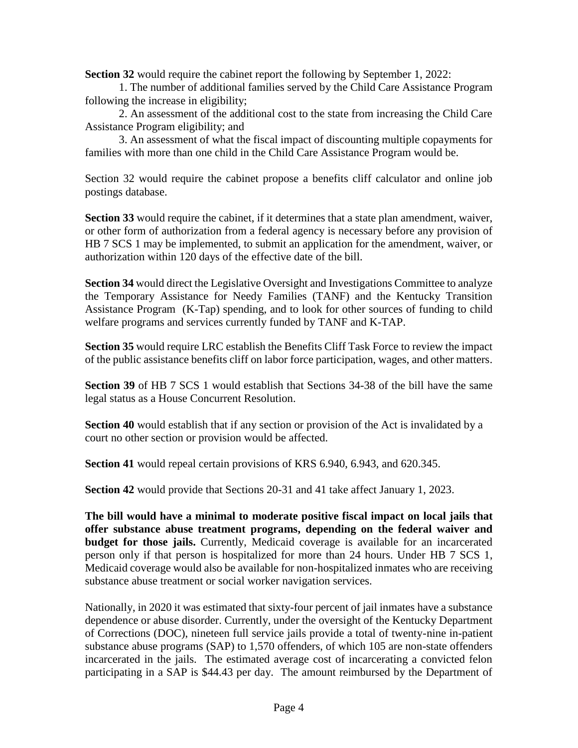**Section 32** would require the cabinet report the following by September 1, 2022:

1. The number of additional families served by the Child Care Assistance Program following the increase in eligibility;
2. An assessment of the additional cost to the state from increasing the Child Care Assistance Program eligibility; and
3. An assessment of what the fiscal impact of discounting multiple copayments for families with more than one child in the Child Care Assistance Program would be.

Section 32 would require the cabinet propose a benefits cliff calculator and online job postings database.

**Section 33** would require the cabinet, if it determines that a state plan amendment, waiver, or other form of authorization from a federal agency is necessary before any provision of HB 7 SCS 1 may be implemented, to submit an application for the amendment, waiver, or authorization within 120 days of the effective date of the bill.

**Section 34** would direct the Legislative Oversight and Investigations Committee to analyze the Temporary Assistance for Needy Families (TANF) and the Kentucky Transition Assistance Program (K-Tap) spending, and to look for other sources of funding to child welfare programs and services currently funded by TANF and K-TAP.

**Section 35** would require LRC establish the Benefits Cliff Task Force to review the impact of the public assistance benefits cliff on labor force participation, wages, and other matters.

**Section 39** of HB 7 SCS 1 would establish that Sections 34-38 of the bill have the same legal status as a House Concurrent Resolution.

**Section 40** would establish that if any section or provision of the Act is invalidated by a court no other section or provision would be affected.

**Section 41** would repeal certain provisions of KRS 6.940, 6.943, and 620.345.

**Section 42** would provide that Sections 20-31 and 41 take affect January 1, 2023.

**The bill would have a minimal to moderate positive fiscal impact on local jails that offer substance abuse treatment programs, depending on the federal waiver and budget for those jails.** Currently, Medicaid coverage is available for an incarcerated person only if that person is hospitalized for more than 24 hours. Under HB 7 SCS 1, Medicaid coverage would also be available for non-hospitalized inmates who are receiving substance abuse treatment or social worker navigation services.

Nationally, in 2020 it was estimated that sixty-four percent of jail inmates have a substance dependence or abuse disorder. Currently, under the oversight of the Kentucky Department of Corrections (DOC), nineteen full service jails provide a total of twenty-nine in-patient substance abuse programs (SAP) to 1,570 offenders, of which 105 are non-state offenders incarcerated in the jails. The estimated average cost of incarcerating a convicted felon participating in a SAP is $44.43 per day. The amount reimbursed by the Department of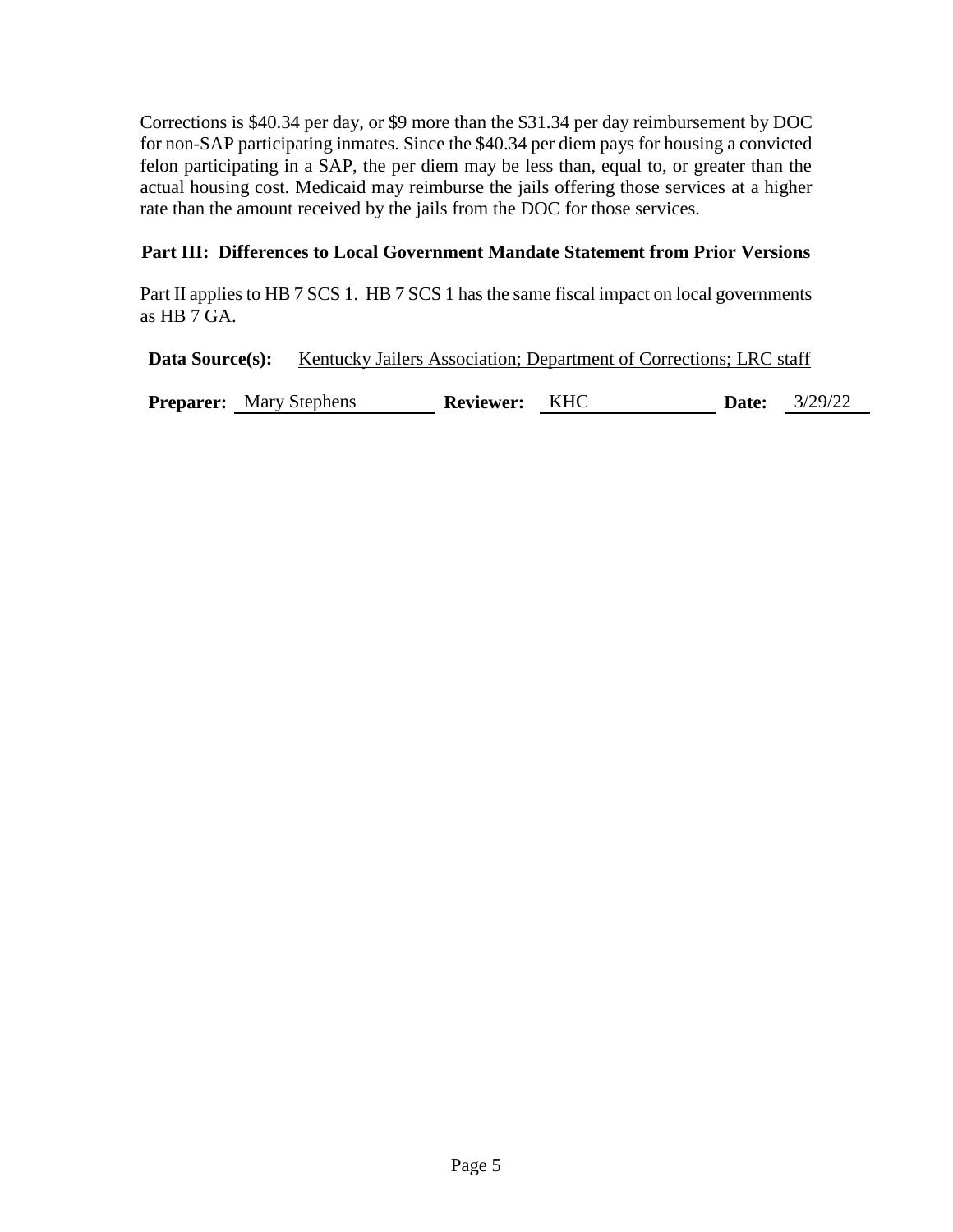Corrections is $40.34 per day, or $9 more than the $31.34 per day reimbursement by DOC for non-SAP participating inmates. Since the $40.34 per diem pays for housing a convicted felon participating in a SAP, the per diem may be less than, equal to, or greater than the actual housing cost. Medicaid may reimburse the jails offering those services at a higher rate than the amount received by the jails from the DOC for those services.

**Part III: Differences to Local Government Mandate Statement from Prior Versions**

Part II applies to HB 7 SCS 1. HB 7 SCS 1 has the same fiscal impact on local governments as HB 7 GA.

**Data Source(s):** Kentucky Jailers Association; Department of Corrections; LRC staff

**Preparer:** Mary Stephens **Reviewer:** KHC **Date:** 3/29/22